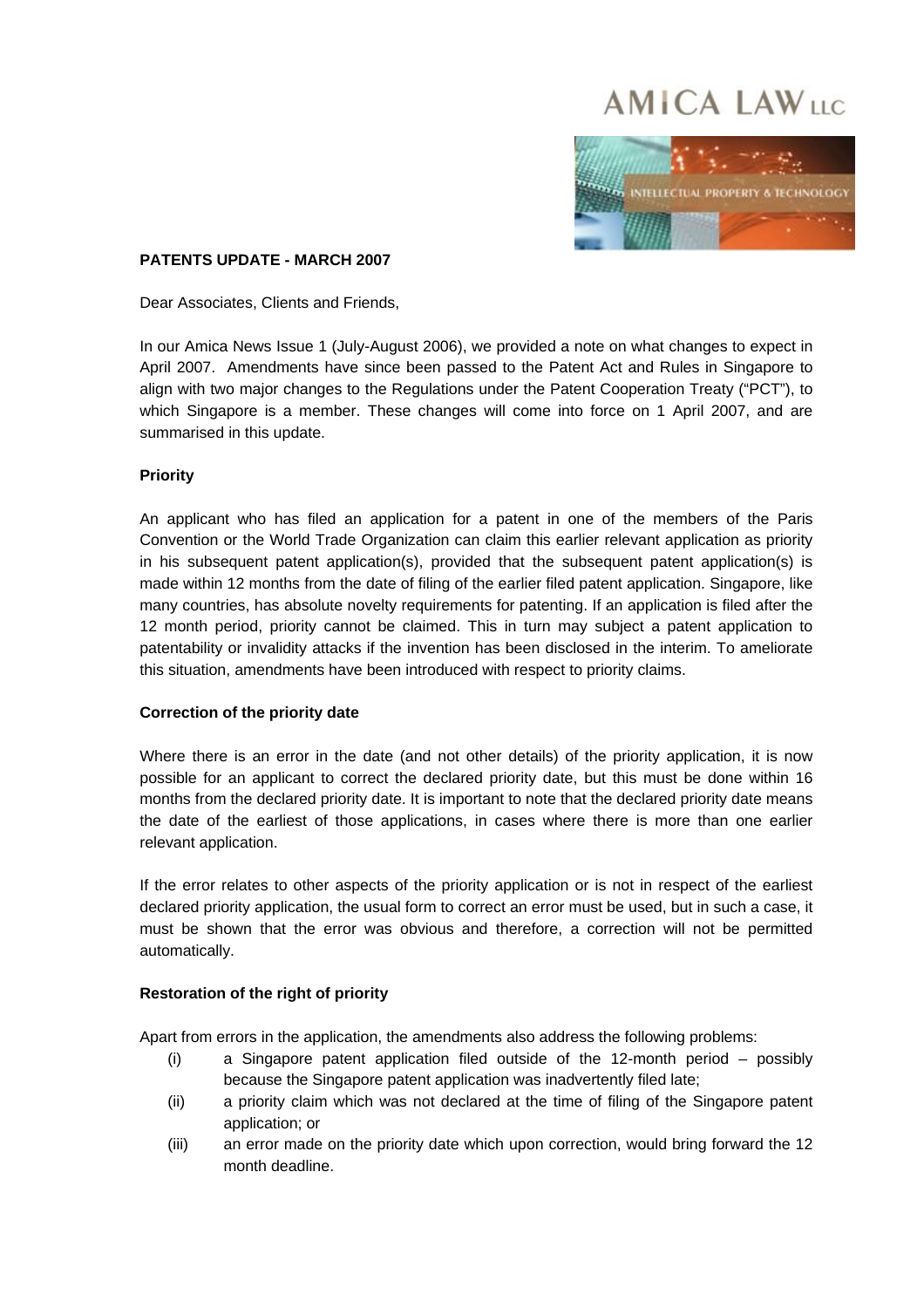AMICA LAW LLC

INTELLECTUAL PROPERTY & TECHNOLOGY

**PATENTS UPDATE - MARCH 2007**

Dear Associates, Clients and Friends,

In our Amica News Issue 1 (July-August 2006), we provided a note on what changes to expect in April 2007. Amendments have since been passed to the Patent Act and Rules in Singapore to align with two major changes to the Regulations under the Patent Cooperation Treaty ("PCT"), to which Singapore is a member. These changes will come into force on 1 April 2007, and are summarised in this update.

**Priority**

An applicant who has filed an application for a patent in one of the members of the Paris Convention or the World Trade Organization can claim this earlier relevant application as priority in his subsequent patent application(s), provided that the subsequent patent application(s) is made within 12 months from the date of filing of the earlier filed patent application. Singapore, like many countries, has absolute novelty requirements for patenting. If an application is filed after the 12 month period, priority cannot be claimed. This in turn may subject a patent application to patentability or invalidity attacks if the invention has been disclosed in the interim. To ameliorate this situation, amendments have been introduced with respect to priority claims.

**Correction of the priority date**

Where there is an error in the date (and not other details) of the priority application, it is now possible for an applicant to correct the declared priority date, but this must be done within 16 months from the declared priority date. It is important to note that the declared priority date means the date of the earliest of those applications, in cases where there is more than one earlier relevant application.

If the error relates to other aspects of the priority application or is not in respect of the earliest declared priority application, the usual form to correct an error must be used, but in such a case, it must be shown that the error was obvious and therefore, a correction will not be permitted automatically.

**Restoration of the right of priority**

Apart from errors in the application, the amendments also address the following problems:

(i) a Singapore patent application filed outside of the 12-month period – possibly because the Singapore patent application was inadvertently filed late;

(ii) a priority claim which was not declared at the time of filing of the Singapore patent application; or

(iii) an error made on the priority date which upon correction, would bring forward the 12 month deadline.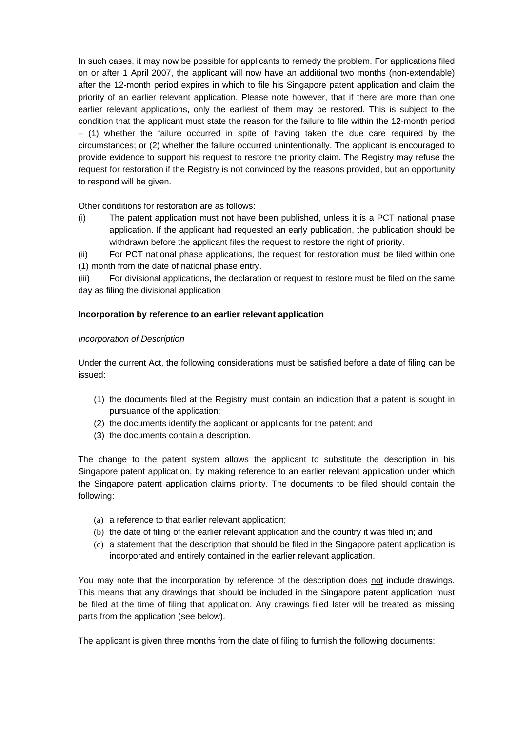In such cases, it may now be possible for applicants to remedy the problem. For applications filed on or after 1 April 2007, the applicant will now have an additional two months (non-extendable) after the 12-month period expires in which to file his Singapore patent application and claim the priority of an earlier relevant application. Please note however, that if there are more than one earlier relevant applications, only the earliest of them may be restored. This is subject to the condition that the applicant must state the reason for the failure to file within the 12-month period – (1) whether the failure occurred in spite of having taken the due care required by the circumstances; or (2) whether the failure occurred unintentionally. The applicant is encouraged to provide evidence to support his request to restore the priority claim. The Registry may refuse the request for restoration if the Registry is not convinced by the reasons provided, but an opportunity to respond will be given.

Other conditions for restoration are as follows:

(i) The patent application must not have been published, unless it is a PCT national phase application. If the applicant had requested an early publication, the publication should be withdrawn before the applicant files the request to restore the right of priority.

(ii) For PCT national phase applications, the request for restoration must be filed within one (1) month from the date of national phase entry.

(iii) For divisional applications, the declaration or request to restore must be filed on the same day as filing the divisional application

**Incorporation by reference to an earlier relevant application**

*Incorporation of Description*

Under the current Act, the following considerations must be satisfied before a date of filing can be issued:

(1) the documents filed at the Registry must contain an indication that a patent is sought in pursuance of the application;
(2) the documents identify the applicant or applicants for the patent; and
(3) the documents contain a description.

The change to the patent system allows the applicant to substitute the description in his Singapore patent application, by making reference to an earlier relevant application under which the Singapore patent application claims priority. The documents to be filed should contain the following:

(a) a reference to that earlier relevant application;
(b) the date of filing of the earlier relevant application and the country it was filed in; and
(c) a statement that the description that should be filed in the Singapore patent application is incorporated and entirely contained in the earlier relevant application.

You may note that the incorporation by reference of the description does not include drawings. This means that any drawings that should be included in the Singapore patent application must be filed at the time of filing that application. Any drawings filed later will be treated as missing parts from the application (see below).

The applicant is given three months from the date of filing to furnish the following documents: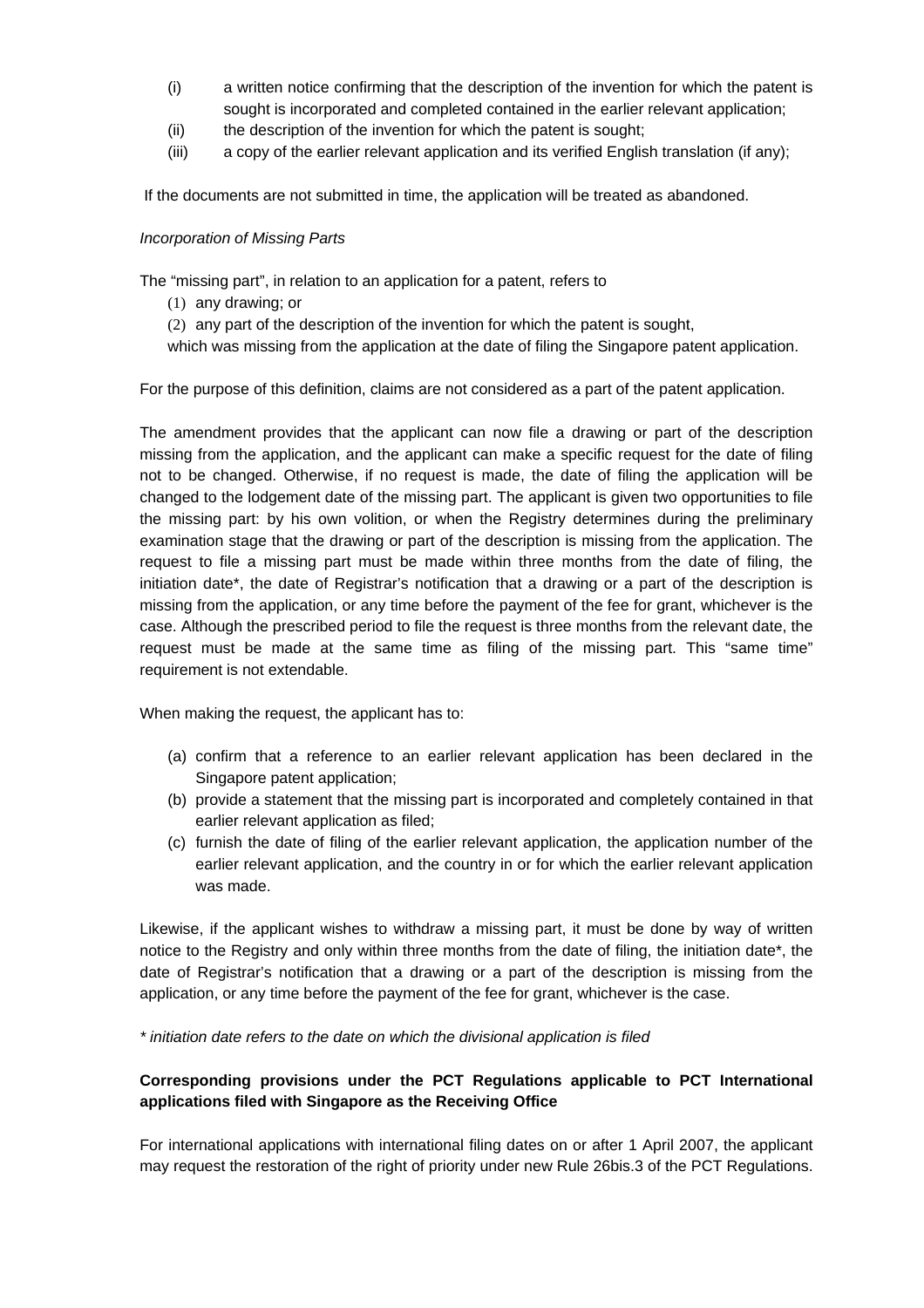(i) a written notice confirming that the description of the invention for which the patent is sought is incorporated and completed contained in the earlier relevant application;
(ii) the description of the invention for which the patent is sought;
(iii) a copy of the earlier relevant application and its verified English translation (if any);

If the documents are not submitted in time, the application will be treated as abandoned.

*Incorporation of Missing Parts*

The "missing part", in relation to an application for a patent, refers to

(1) any drawing; or
(2) any part of the description of the invention for which the patent is sought,

which was missing from the application at the date of filing the Singapore patent application.

For the purpose of this definition, claims are not considered as a part of the patent application.

The amendment provides that the applicant can now file a drawing or part of the description missing from the application, and the applicant can make a specific request for the date of filing not to be changed. Otherwise, if no request is made, the date of filing the application will be changed to the lodgement date of the missing part. The applicant is given two opportunities to file the missing part: by his own volition, or when the Registry determines during the preliminary examination stage that the drawing or part of the description is missing from the application. The request to file a missing part must be made within three months from the date of filing, the initiation date*, the date of Registrar's notification that a drawing or a part of the description is missing from the application, or any time before the payment of the fee for grant, whichever is the case. Although the prescribed period to file the request is three months from the relevant date, the request must be made at the same time as filing of the missing part. This "same time" requirement is not extendable.

When making the request, the applicant has to:

(a) confirm that a reference to an earlier relevant application has been declared in the Singapore patent application;
(b) provide a statement that the missing part is incorporated and completely contained in that earlier relevant application as filed;
(c) furnish the date of filing of the earlier relevant application, the application number of the earlier relevant application, and the country in or for which the earlier relevant application was made.

Likewise, if the applicant wishes to withdraw a missing part, it must be done by way of written notice to the Registry and only within three months from the date of filing, the initiation date*, the date of Registrar's notification that a drawing or a part of the description is missing from the application, or any time before the payment of the fee for grant, whichever is the case.

*\* initiation date refers to the date on which the divisional application is filed*

**Corresponding provisions under the PCT Regulations applicable to PCT International applications filed with Singapore as the Receiving Office**

For international applications with international filing dates on or after 1 April 2007, the applicant may request the restoration of the right of priority under new Rule 26bis.3 of the PCT Regulations.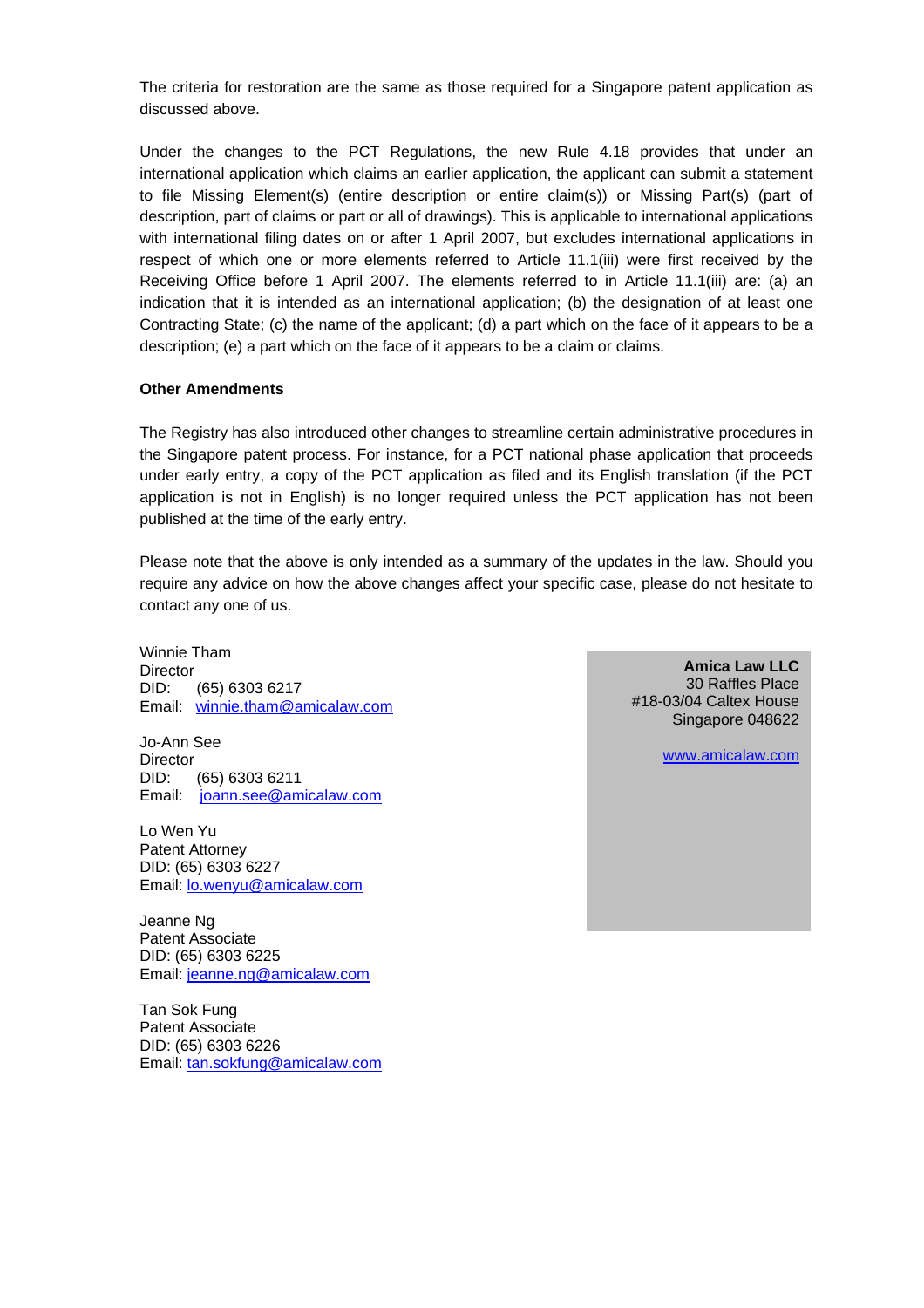The criteria for restoration are the same as those required for a Singapore patent application as discussed above.

Under the changes to the PCT Regulations, the new Rule 4.18 provides that under an international application which claims an earlier application, the applicant can submit a statement to file Missing Element(s) (entire description or entire claim(s)) or Missing Part(s) (part of description, part of claims or part or all of drawings). This is applicable to international applications with international filing dates on or after 1 April 2007, but excludes international applications in respect of which one or more elements referred to Article 11.1(iii) were first received by the Receiving Office before 1 April 2007. The elements referred to in Article 11.1(iii) are: (a) an indication that it is intended as an international application; (b) the designation of at least one Contracting State; (c) the name of the applicant; (d) a part which on the face of it appears to be a description; (e) a part which on the face of it appears to be a claim or claims.

**Other Amendments**

The Registry has also introduced other changes to streamline certain administrative procedures in the Singapore patent process. For instance, for a PCT national phase application that proceeds under early entry, a copy of the PCT application as filed and its English translation (if the PCT application is not in English) is no longer required unless the PCT application has not been published at the time of the early entry.

Please note that the above is only intended as a summary of the updates in the law. Should you require any advice on how the above changes affect your specific case, please do not hesitate to contact any one of us.

Winnie Tham
Director
DID: (65) 6303 6217
Email: winnie.tham@amicalaw.com

Jo-Ann See
Director
DID: (65) 6303 6211
Email: joann.see@amicalaw.com

Lo Wen Yu
Patent Attorney
DID: (65) 6303 6227
Email: lo.wenyu@amicalaw.com

Jeanne Ng
Patent Associate
DID: (65) 6303 6225
Email: jeanne.ng@amicalaw.com

Tan Sok Fung
Patent Associate
DID: (65) 6303 6226
Email: tan.sokfung@amicalaw.com

**Amica Law LLC**
30 Raffles Place
#18-03/04 Caltex House
Singapore 048622

www.amicalaw.com